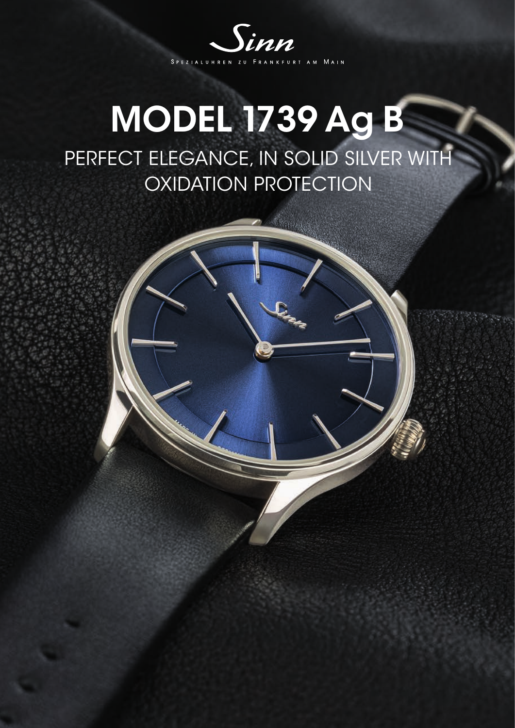Sinn

SPEZIALUHREN ZU FRANKFURT AM MAIN

# MODEL 1739 Ag B

## PERFECT ELEGANCE, IN SOLID SILVER WITH OXIDATION PROTECTION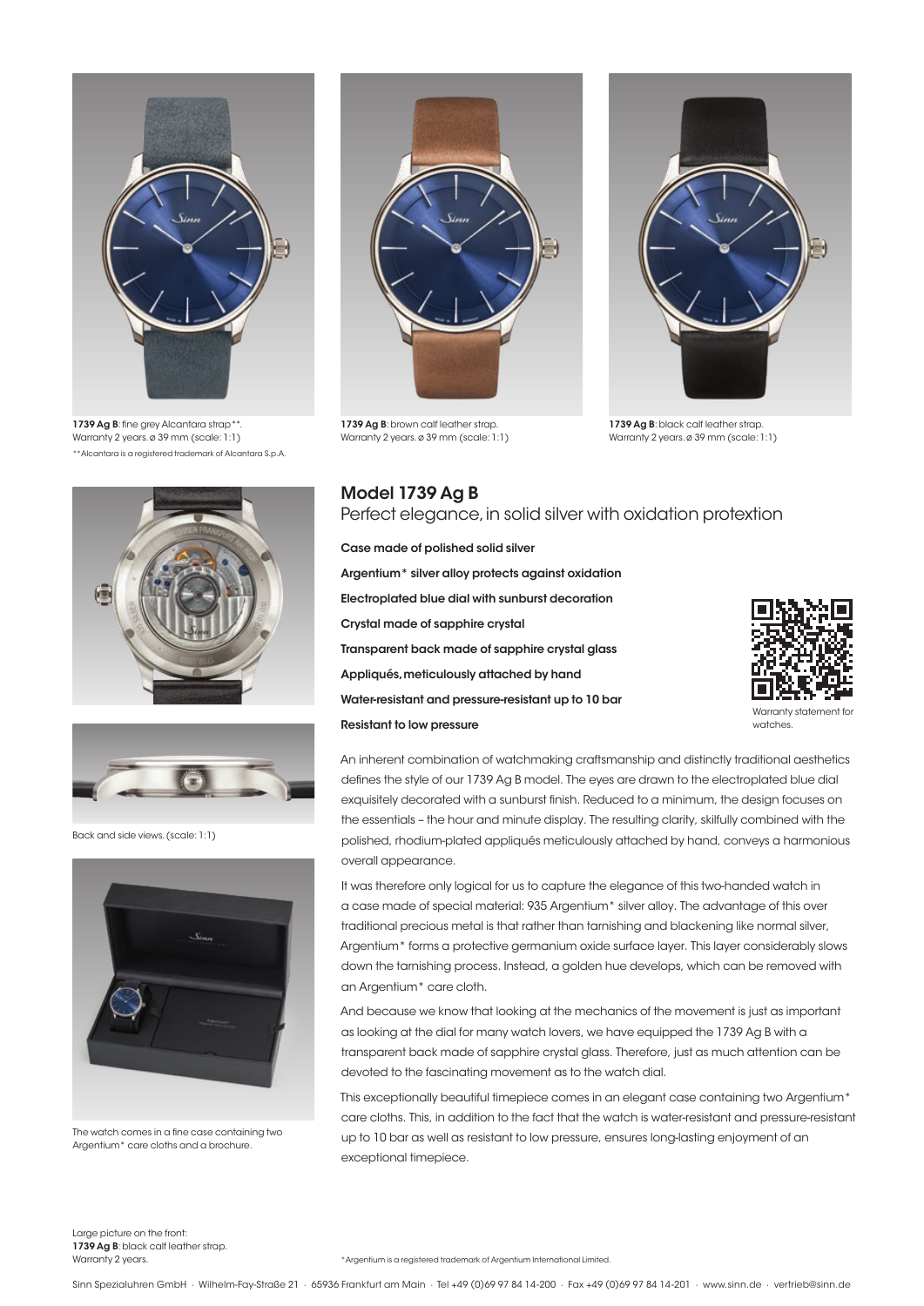**1739 Ag B**: fine grey Alcantara strap**. Warranty 2 years. ø 39 mm (scale: 1:1)

**Alcantara is a registered trademark of Alcantara S.p.A.

**1739 Ag B**: brown calf leather strap. Warranty 2 years. ø 39 mm (scale: 1:1)

**1739 Ag B**: black calf leather strap. Warranty 2 years. ø 39 mm (scale: 1:1)

## Model 1739 Ag B

Perfect elegance, in solid silver with oxidation protextion

**Case made of polished solid silver**

**Argentium* silver alloy protects against oxidation**

**Electroplated blue dial with sunburst decoration**

**Crystal made of sapphire crystal**

**Transparent back made of sapphire crystal glass**

**Appliqués, meticulously attached by hand**

**Water-resistant and pressure-resistant up to 10 bar**

**Resistant to low pressure**

Warranty statement for watches.

An inherent combination of watchmaking craftsmanship and distinctly traditional aesthetics defines the style of our 1739 Ag B model. The eyes are drawn to the electroplated blue dial exquisitely decorated with a sunburst finish. Reduced to a minimum, the design focuses on the essentials – the hour and minute display. The resulting clarity, skilfully combined with the polished, rhodium-plated appliqués meticulously attached by hand, conveys a harmonious overall appearance.

It was therefore only logical for us to capture the elegance of this two-handed watch in a case made of special material: 935 Argentium* silver alloy. The advantage of this over traditional precious metal is that rather than tarnishing and blackening like normal silver, Argentium* forms a protective germanium oxide surface layer. This layer considerably slows down the tarnishing process. Instead, a golden hue develops, which can be removed with an Argentium* care cloth.

And because we know that looking at the mechanics of the movement is just as important as looking at the dial for many watch lovers, we have equipped the 1739 Ag B with a transparent back made of sapphire crystal glass. Therefore, just as much attention can be devoted to the fascinating movement as to the watch dial.

This exceptionally beautiful timepiece comes in an elegant case containing two Argentium* care cloths. This, in addition to the fact that the watch is water-resistant and pressure-resistant up to 10 bar as well as resistant to low pressure, ensures long-lasting enjoyment of an exceptional timepiece.

Back and side views. (scale: 1:1)

The watch comes in a fine case containing two Argentium* care cloths and a brochure.

Large picture on the front:
**1739 Ag B**: black calf leather strap.
Warranty 2 years.

*Argentium is a registered trademark of Argentium International Limited.

Sinn Spezialuhren GmbH · Wilhelm-Fay-Straße 21 · 65936 Frankfurt am Main · Tel +49 (0)69 97 84 14-200 · Fax +49 (0)69 97 84 14-201 · www.sinn.de · vertrieb@sinn.de